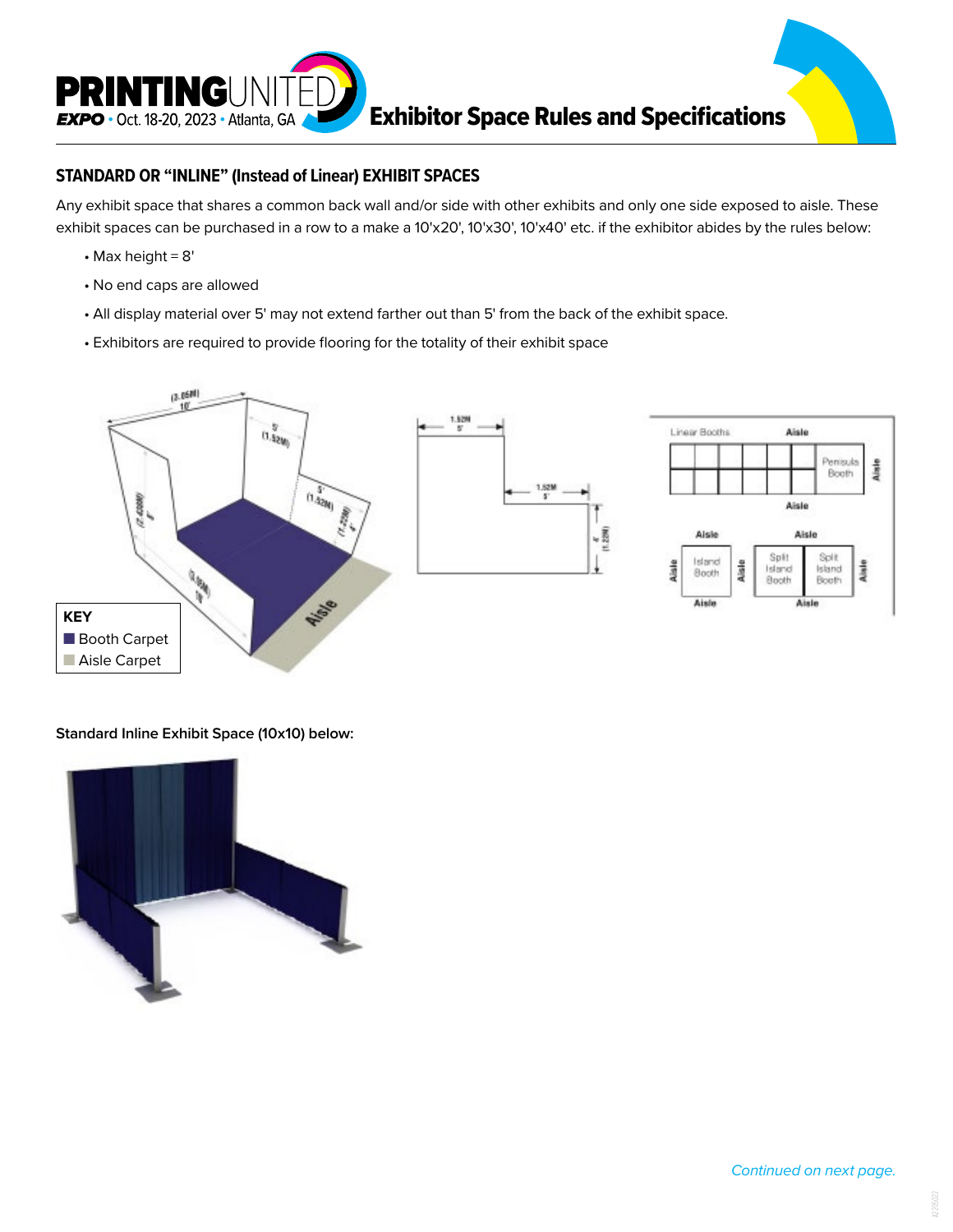# PRINTINGUNITED EXPO • Oct. 18-20, 2023 • Atlanta, GA

## Exhibitor Space Rules and Specifications

### STANDARD OR "INLINE" (Instead of Linear) EXHIBIT SPACES

Any exhibit space that shares a common back wall and/or side with other exhibits and only one side exposed to aisle. These exhibit spaces can be purchased in a row to a make a 10'x20', 10'x30', 10'x40' etc. if the exhibitor abides by the rules below:

- Max height = 8'
- No end caps are allowed
- All display material over 5' may not extend farther out than 5' from the back of the exhibit space.
- Exhibitors are required to provide flooring for the totality of their exhibit space

(3.05M)
10'

5'
(1.52M)

5'
(1.52M)

(2.438M)
8'

(1.22M)
4'

(3.05M)
10'

Aisle

**KEY**

- Booth Carpet
- Aisle Carpet

1.52M
5'

1.52M
5'

4'
(1.22M)

Linear Booths

Aisle

Peninsula Booth

Aisle

Aisle

Aisle

Island Booth

Aisle

Aisle

Split Island Booth

Split Island Booth

Aisle

Aisle

Aisle

**Standard Inline Exhibit Space (10x10) below:**

*Continued on next page.*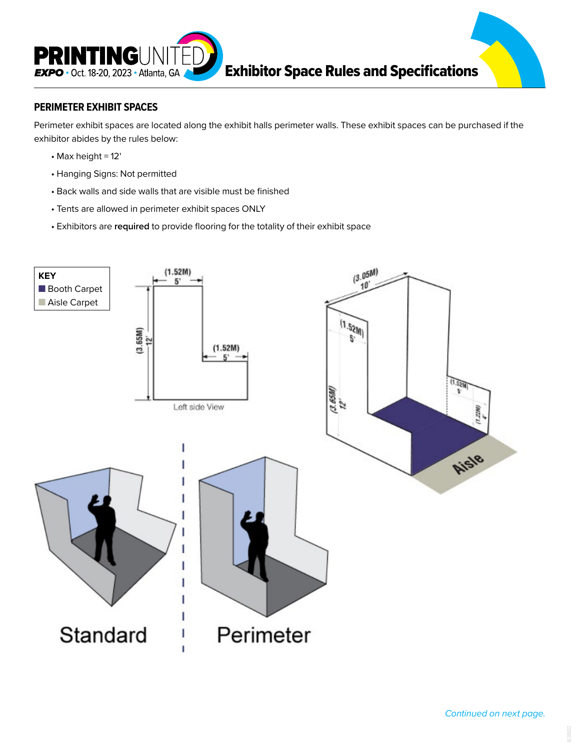## PERIMETER EXHIBIT SPACES

Perimeter exhibit spaces are located along the exhibit halls perimeter walls. These exhibit spaces can be purchased if the exhibitor abides by the rules below:

- Max height = 12'
- Hanging Signs: Not permitted
- Back walls and side walls that are visible must be finished
- Tents are allowed in perimeter exhibit spaces ONLY
- Exhibitors are **required** to provide flooring for the totality of their exhibit space

*Continued on next page.*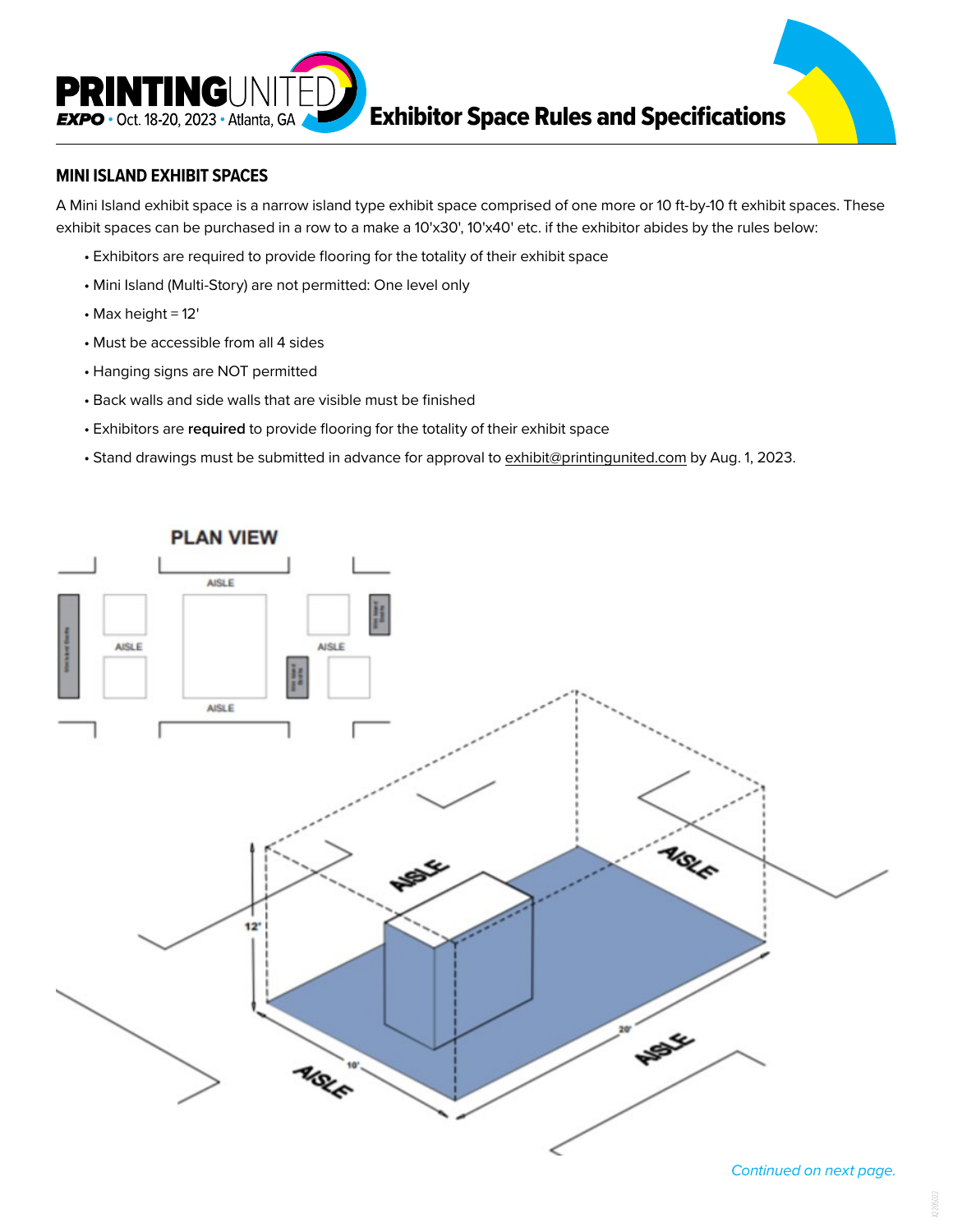## MINI ISLAND EXHIBIT SPACES

A Mini Island exhibit space is a narrow island type exhibit space comprised of one more or 10 ft-by-10 ft exhibit spaces. These exhibit spaces can be purchased in a row to a make a 10'x30', 10'x40' etc. if the exhibitor abides by the rules below:

- Exhibitors are required to provide flooring for the totality of their exhibit space
- Mini Island (Multi-Story) are not permitted: One level only
- Max height = 12'
- Must be accessible from all 4 sides
- Hanging signs are NOT permitted
- Back walls and side walls that are visible must be finished
- Exhibitors are **required** to provide flooring for the totality of their exhibit space
- Stand drawings must be submitted in advance for approval to exhibit@printingunited.com by Aug. 1, 2023.

PLAN VIEW

AISLE

AISLE

AISLE

AISLE

AISLE

AISLE

AISLE

AISLE

12'

10'

20'

*Continued on next page.*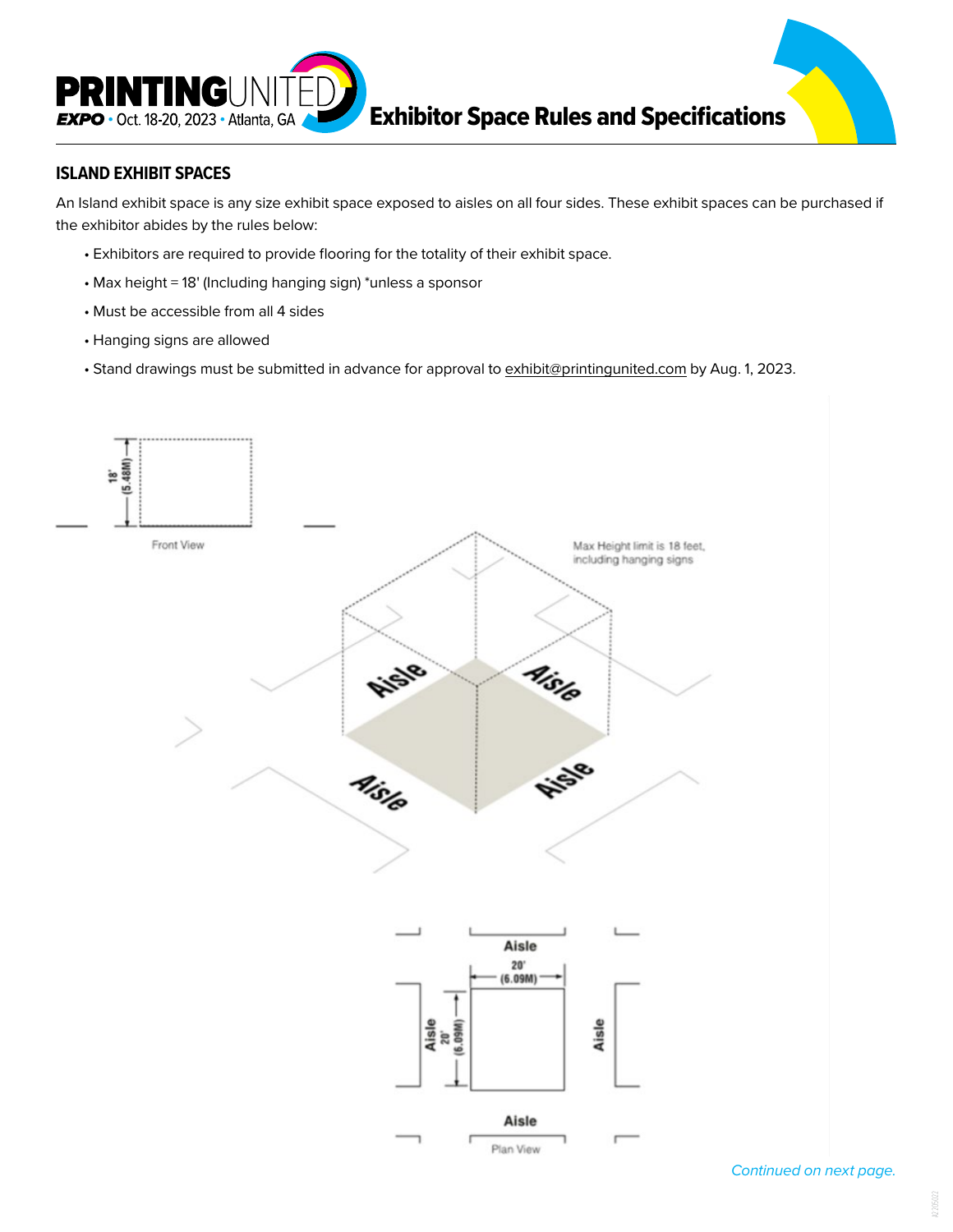## ISLAND EXHIBIT SPACES

An Island exhibit space is any size exhibit space exposed to aisles on all four sides. These exhibit spaces can be purchased if the exhibitor abides by the rules below:

- Exhibitors are required to provide flooring for the totality of their exhibit space.
- Max height = 18' (Including hanging sign) *unless a sponsor
- Must be accessible from all 4 sides
- Hanging signs are allowed
- Stand drawings must be submitted in advance for approval to exhibit@printingunited.com by Aug. 1, 2023.

18' (5.48M)

Front View

Max Height limit is 18 feet, including hanging signs

Aisle

Aisle

Aisle

Aisle

Aisle

20' (6.09M)

Aisle

20' (6.09M)

Aisle

Aisle

Plan View

*Continued on next page.*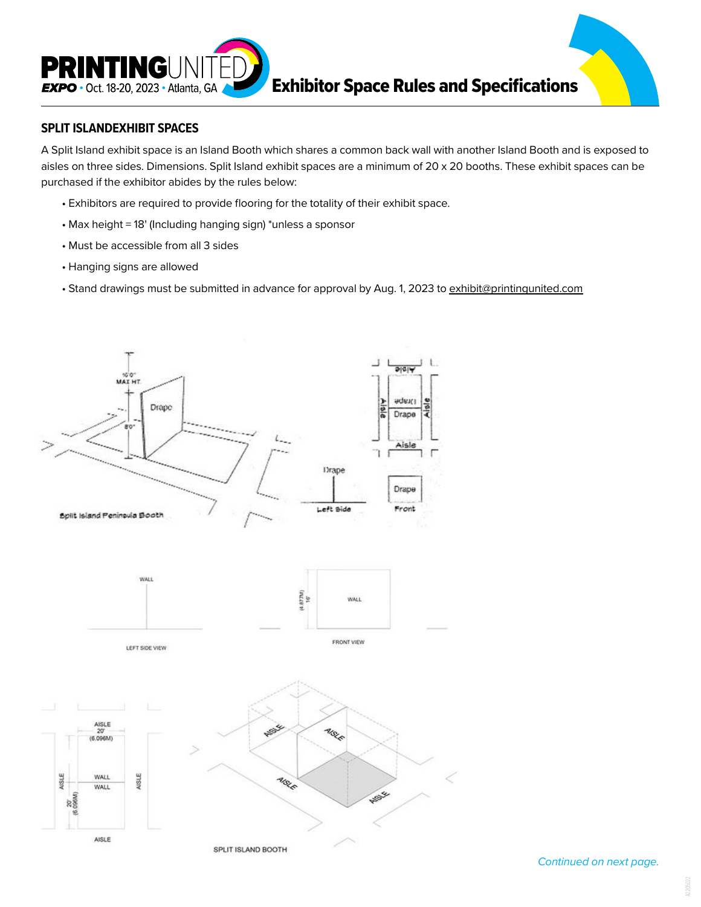## SPLIT ISLANDEXHIBIT SPACES

A Split Island exhibit space is an Island Booth which shares a common back wall with another Island Booth and is exposed to aisles on three sides. Dimensions. Split Island exhibit spaces are a minimum of 20 x 20 booths. These exhibit spaces can be purchased if the exhibitor abides by the rules below:

- Exhibitors are required to provide flooring for the totality of their exhibit space.
- Max height = 18' (Including hanging sign) *unless a sponsor
- Must be accessible from all 3 sides
- Hanging signs are allowed
- Stand drawings must be submitted in advance for approval by Aug. 1, 2023 to exhibit@printingunited.com

10'0"
MAX HT.
8'0"
Drape
Split Island Peninsula Booth

Aisle
Drape
Drape
Aisle
Aisle
Aisle

Drape
Left Side

Drape
Front

WALL
LEFT SIDE VIEW

16'
(4.877M)
WALL
FRONT VIEW

AISLE
20'
(6.096M)
WALL
WALL
AISLE
AISLE
20'
(6.096M)
AISLE

AISLE
AISLE
AISLE
AISLE
SPLIT ISLAND BOOTH

*Continued on next page.*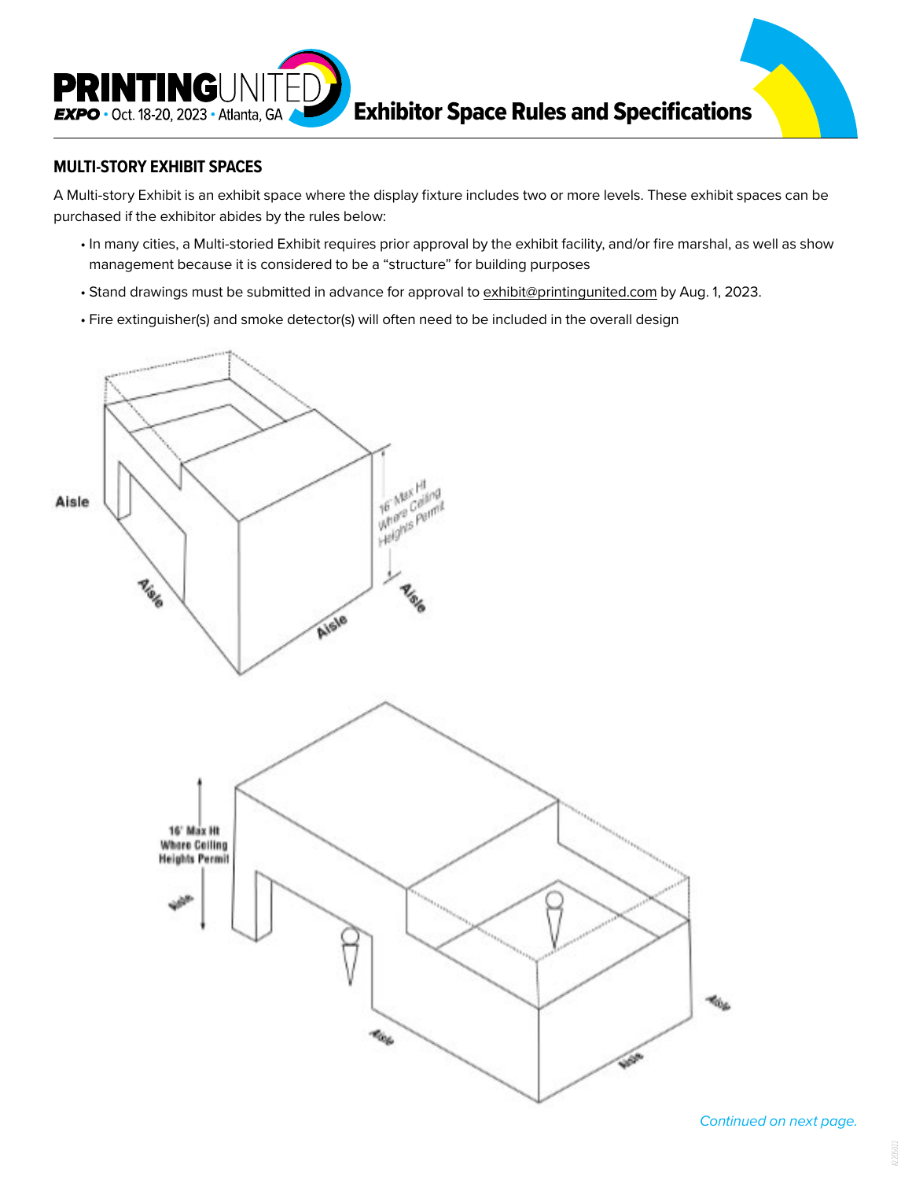## MULTI-STORY EXHIBIT SPACES

A Multi-story Exhibit is an exhibit space where the display fixture includes two or more levels. These exhibit spaces can be purchased if the exhibitor abides by the rules below:

- In many cities, a Multi-storied Exhibit requires prior approval by the exhibit facility, and/or fire marshal, as well as show management because it is considered to be a "structure" for building purposes
- Stand drawings must be submitted in advance for approval to exhibit@printingunited.com by Aug. 1, 2023.
- Fire extinguisher(s) and smoke detector(s) will often need to be included in the overall design

Aisle

Aisle

Aisle

16' Max Ht Where Ceiling Heights Permit

Aisle

16' Max Ht Where Ceiling Heights Permit

Aisle

Aisle

Aisle

Aisle

*Continued on next page.*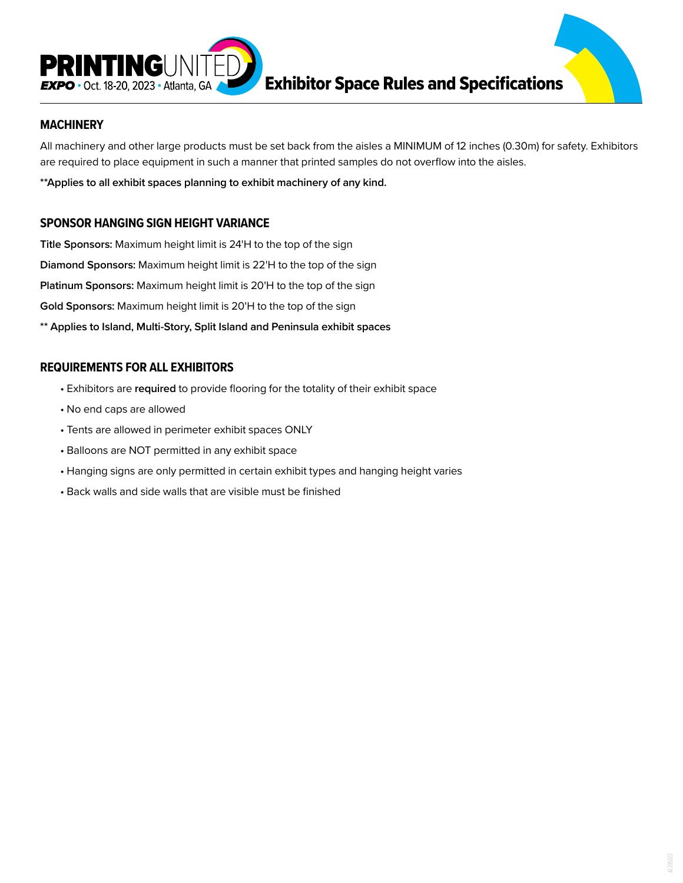## MACHINERY

All machinery and other large products must be set back from the aisles a MINIMUM of 12 inches (0.30m) for safety. Exhibitors are required to place equipment in such a manner that printed samples do not overflow into the aisles.

**\*\*Applies to all exhibit spaces planning to exhibit machinery of any kind.**

## SPONSOR HANGING SIGN HEIGHT VARIANCE

**Title Sponsors:** Maximum height limit is 24'H to the top of the sign

**Diamond Sponsors:** Maximum height limit is 22'H to the top of the sign

**Platinum Sponsors:** Maximum height limit is 20'H to the top of the sign

**Gold Sponsors:** Maximum height limit is 20'H to the top of the sign

**\*\* Applies to Island, Multi-Story, Split Island and Peninsula exhibit spaces**

## REQUIREMENTS FOR ALL EXHIBITORS

- Exhibitors are **required** to provide flooring for the totality of their exhibit space
- No end caps are allowed
- Tents are allowed in perimeter exhibit spaces ONLY
- Balloons are NOT permitted in any exhibit space
- Hanging signs are only permitted in certain exhibit types and hanging height varies
- Back walls and side walls that are visible must be finished